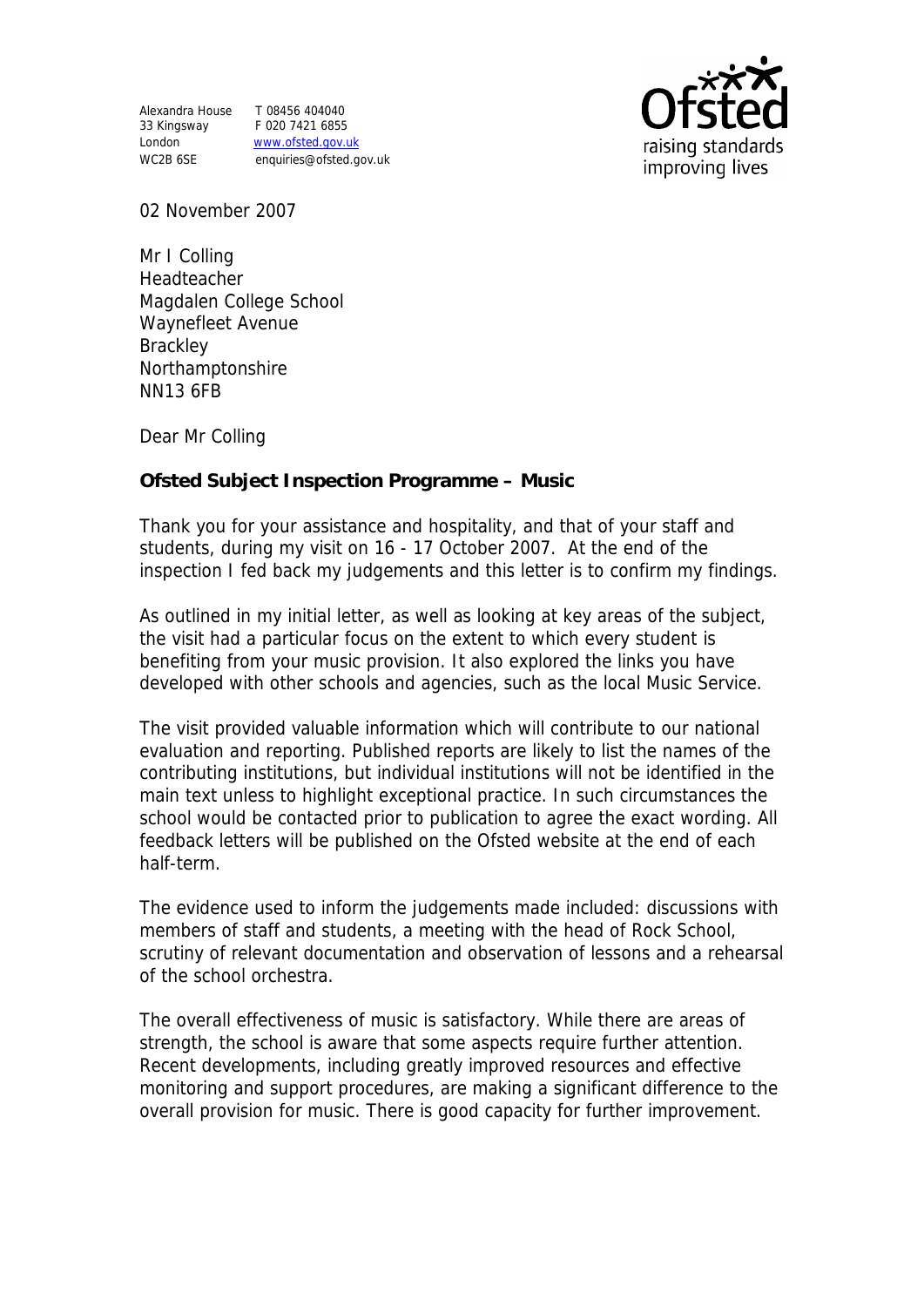Alexandra House
33 Kingsway
London
WC2B 6SE

T 08456 404040
F 020 7421 6855
www.ofsted.gov.uk
enquiries@ofsted.gov.uk

02 November 2007

Mr I Colling
Headteacher
Magdalen College School
Waynefleet Avenue
Brackley
Northamptonshire
NN13 6FB

Dear Mr Colling

**Ofsted Subject Inspection Programme – Music**

Thank you for your assistance and hospitality, and that of your staff and students, during my visit on 16 - 17 October 2007. At the end of the inspection I fed back my judgements and this letter is to confirm my findings.

As outlined in my initial letter, as well as looking at key areas of the subject, the visit had a particular focus on the extent to which every student is benefiting from your music provision. It also explored the links you have developed with other schools and agencies, such as the local Music Service.

The visit provided valuable information which will contribute to our national evaluation and reporting. Published reports are likely to list the names of the contributing institutions, but individual institutions will not be identified in the main text unless to highlight exceptional practice. In such circumstances the school would be contacted prior to publication to agree the exact wording. All feedback letters will be published on the Ofsted website at the end of each half-term.

The evidence used to inform the judgements made included: discussions with members of staff and students, a meeting with the head of Rock School, scrutiny of relevant documentation and observation of lessons and a rehearsal of the school orchestra.

The overall effectiveness of music is satisfactory. While there are areas of strength, the school is aware that some aspects require further attention. Recent developments, including greatly improved resources and effective monitoring and support procedures, are making a significant difference to the overall provision for music. There is good capacity for further improvement.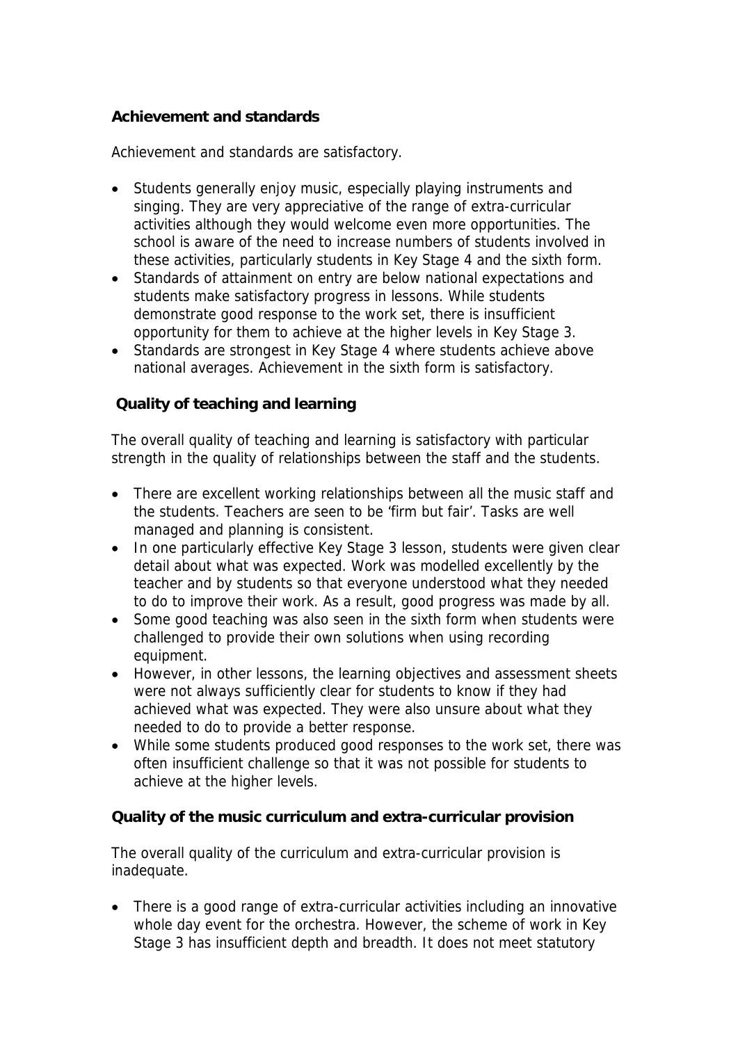**Achievement and standards**

Achievement and standards are satisfactory.

- Students generally enjoy music, especially playing instruments and singing. They are very appreciative of the range of extra-curricular activities although they would welcome even more opportunities. The school is aware of the need to increase numbers of students involved in these activities, particularly students in Key Stage 4 and the sixth form.
- Standards of attainment on entry are below national expectations and students make satisfactory progress in lessons. While students demonstrate good response to the work set, there is insufficient opportunity for them to achieve at the higher levels in Key Stage 3.
- Standards are strongest in Key Stage 4 where students achieve above national averages. Achievement in the sixth form is satisfactory.

**Quality of teaching and learning**

The overall quality of teaching and learning is satisfactory with particular strength in the quality of relationships between the staff and the students.

- There are excellent working relationships between all the music staff and the students. Teachers are seen to be 'firm but fair'. Tasks are well managed and planning is consistent.
- In one particularly effective Key Stage 3 lesson, students were given clear detail about what was expected. Work was modelled excellently by the teacher and by students so that everyone understood what they needed to do to improve their work. As a result, good progress was made by all.
- Some good teaching was also seen in the sixth form when students were challenged to provide their own solutions when using recording equipment.
- However, in other lessons, the learning objectives and assessment sheets were not always sufficiently clear for students to know if they had achieved what was expected. They were also unsure about what they needed to do to provide a better response.
- While some students produced good responses to the work set, there was often insufficient challenge so that it was not possible for students to achieve at the higher levels.

**Quality of the music curriculum and extra-curricular provision**

The overall quality of the curriculum and extra-curricular provision is inadequate.

- There is a good range of extra-curricular activities including an innovative whole day event for the orchestra. However, the scheme of work in Key Stage 3 has insufficient depth and breadth. It does not meet statutory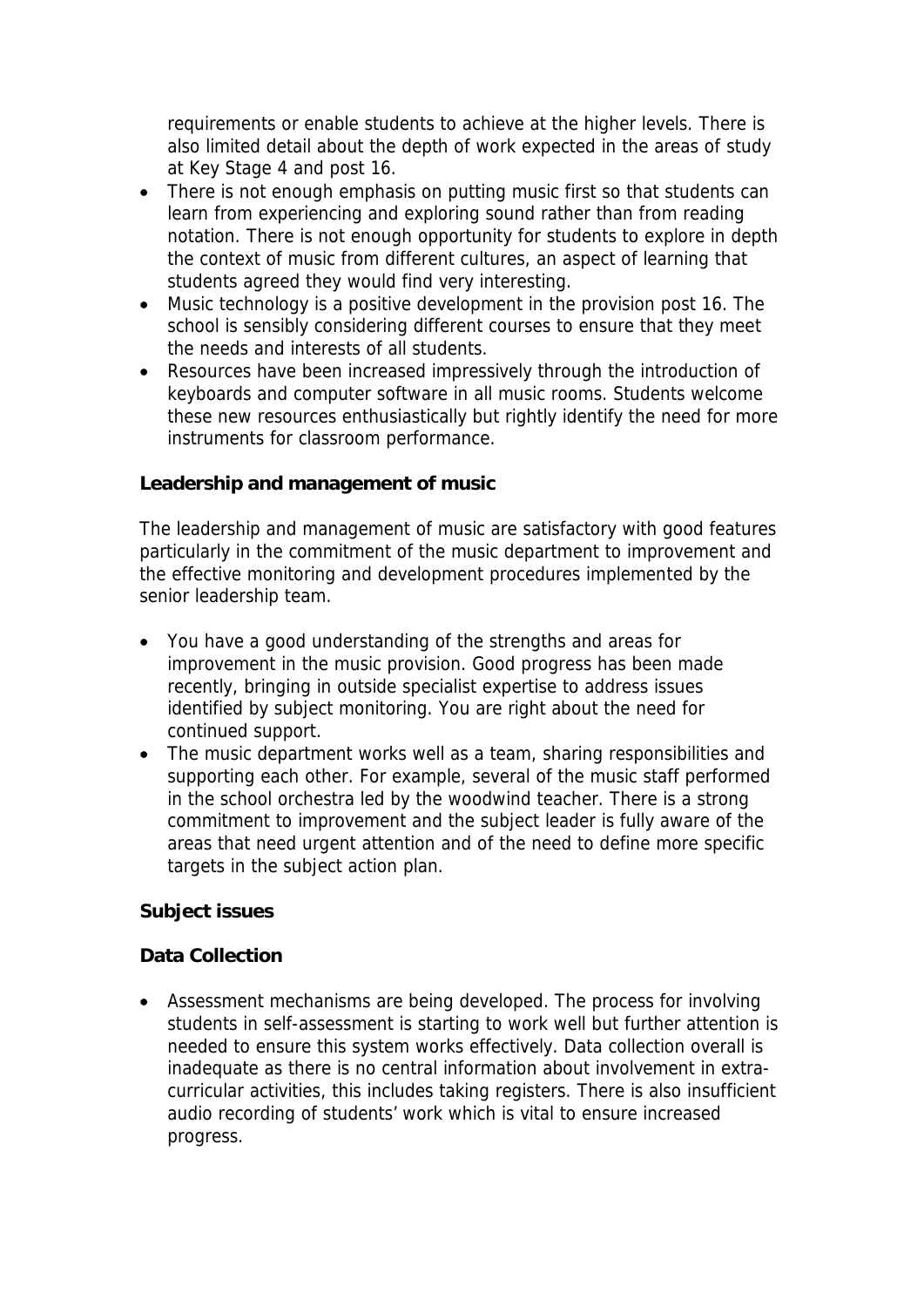requirements or enable students to achieve at the higher levels. There is also limited detail about the depth of work expected in the areas of study at Key Stage 4 and post 16.

- There is not enough emphasis on putting music first so that students can learn from experiencing and exploring sound rather than from reading notation. There is not enough opportunity for students to explore in depth the context of music from different cultures, an aspect of learning that students agreed they would find very interesting.
- Music technology is a positive development in the provision post 16. The school is sensibly considering different courses to ensure that they meet the needs and interests of all students.
- Resources have been increased impressively through the introduction of keyboards and computer software in all music rooms. Students welcome these new resources enthusiastically but rightly identify the need for more instruments for classroom performance.

**Leadership and management of music**

The leadership and management of music are satisfactory with good features particularly in the commitment of the music department to improvement and the effective monitoring and development procedures implemented by the senior leadership team.

- You have a good understanding of the strengths and areas for improvement in the music provision. Good progress has been made recently, bringing in outside specialist expertise to address issues identified by subject monitoring. You are right about the need for continued support.
- The music department works well as a team, sharing responsibilities and supporting each other. For example, several of the music staff performed in the school orchestra led by the woodwind teacher. There is a strong commitment to improvement and the subject leader is fully aware of the areas that need urgent attention and of the need to define more specific targets in the subject action plan.

**Subject issues**

**Data Collection**

- Assessment mechanisms are being developed. The process for involving students in self-assessment is starting to work well but further attention is needed to ensure this system works effectively. Data collection overall is inadequate as there is no central information about involvement in extra-curricular activities, this includes taking registers. There is also insufficient audio recording of students' work which is vital to ensure increased progress.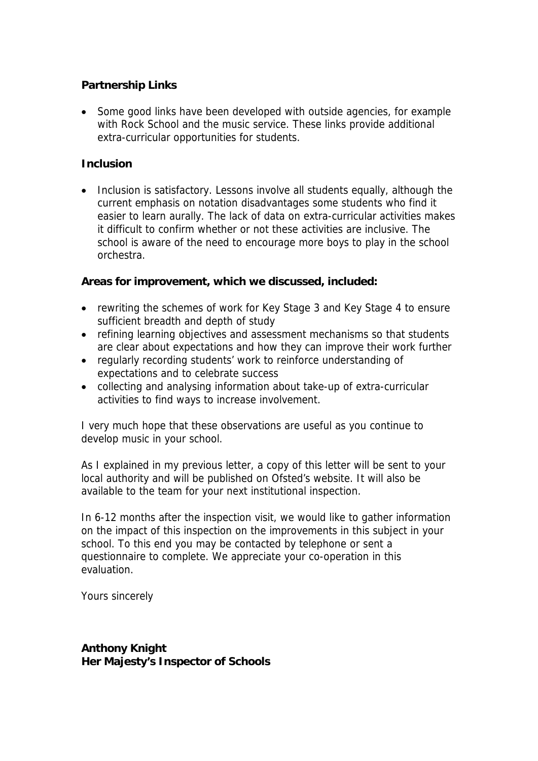**Partnership Links**

- Some good links have been developed with outside agencies, for example with Rock School and the music service. These links provide additional extra-curricular opportunities for students.

**Inclusion**

- Inclusion is satisfactory. Lessons involve all students equally, although the current emphasis on notation disadvantages some students who find it easier to learn aurally. The lack of data on extra-curricular activities makes it difficult to confirm whether or not these activities are inclusive. The school is aware of the need to encourage more boys to play in the school orchestra.

**Areas for improvement, which we discussed, included:**

- rewriting the schemes of work for Key Stage 3 and Key Stage 4 to ensure sufficient breadth and depth of study
- refining learning objectives and assessment mechanisms so that students are clear about expectations and how they can improve their work further
- regularly recording students' work to reinforce understanding of expectations and to celebrate success
- collecting and analysing information about take-up of extra-curricular activities to find ways to increase involvement.

I very much hope that these observations are useful as you continue to develop music in your school.

As I explained in my previous letter, a copy of this letter will be sent to your local authority and will be published on Ofsted's website. It will also be available to the team for your next institutional inspection.

In 6-12 months after the inspection visit, we would like to gather information on the impact of this inspection on the improvements in this subject in your school. To this end you may be contacted by telephone or sent a questionnaire to complete. We appreciate your co-operation in this evaluation.

Yours sincerely

**Anthony Knight**
**Her Majesty's Inspector of Schools**